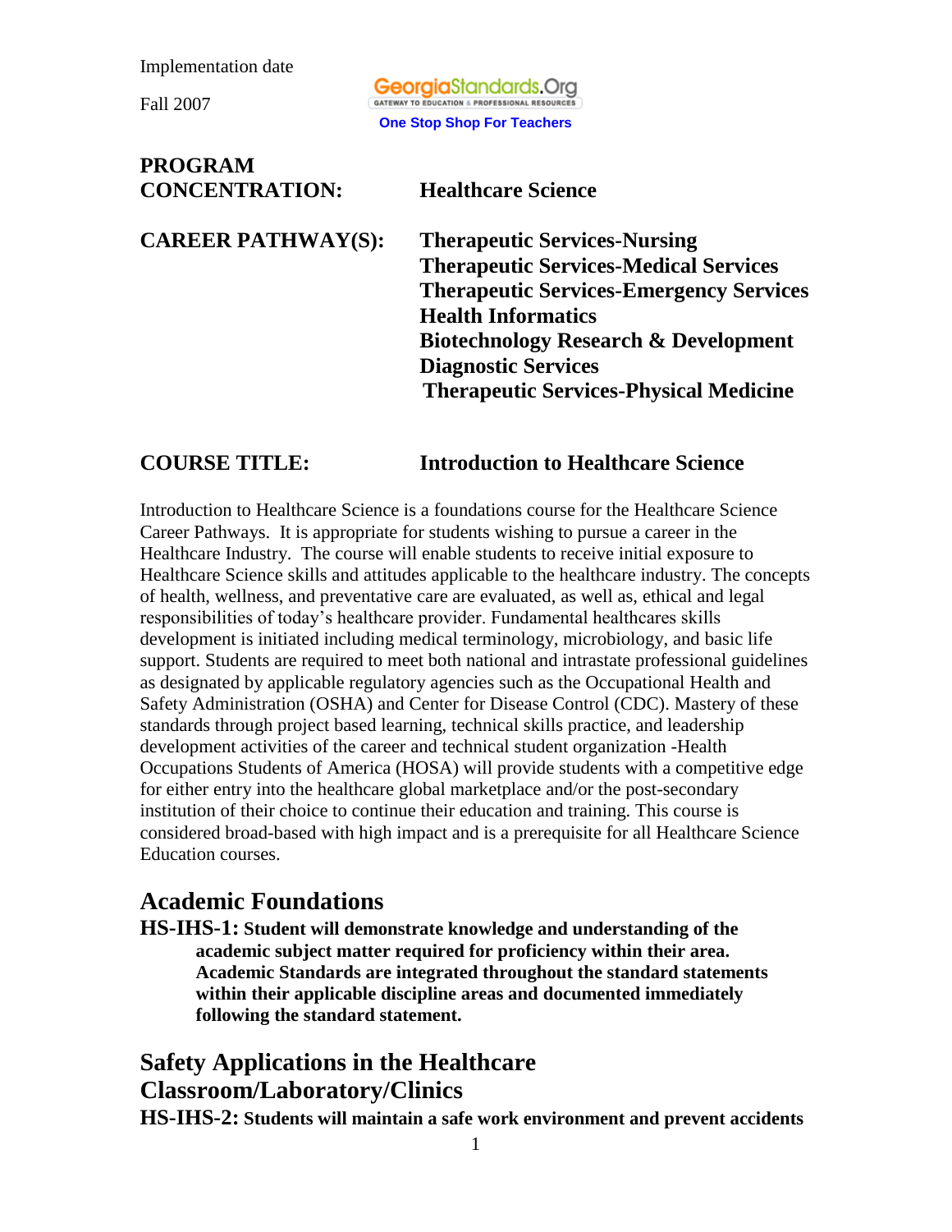Implementation date

Fall 2007

GeorgiaStandards.Org
GATEWAY TO EDUCATION & PROFESSIONAL RESOURCES
One Stop Shop For Teachers

**PROGRAM CONCENTRATION:** **Healthcare Science**

**CAREER PATHWAY(S):**
**Therapeutic Services-Nursing**
**Therapeutic Services-Medical Services**
**Therapeutic Services-Emergency Services**
**Health Informatics**
**Biotechnology Research & Development**
**Diagnostic Services**
**Therapeutic Services-Physical Medicine**

**COURSE TITLE:** **Introduction to Healthcare Science**

Introduction to Healthcare Science is a foundations course for the Healthcare Science Career Pathways. It is appropriate for students wishing to pursue a career in the Healthcare Industry. The course will enable students to receive initial exposure to Healthcare Science skills and attitudes applicable to the healthcare industry. The concepts of health, wellness, and preventative care are evaluated, as well as, ethical and legal responsibilities of today's healthcare provider. Fundamental healthcares skills development is initiated including medical terminology, microbiology, and basic life support. Students are required to meet both national and intrastate professional guidelines as designated by applicable regulatory agencies such as the Occupational Health and Safety Administration (OSHA) and Center for Disease Control (CDC). Mastery of these standards through project based learning, technical skills practice, and leadership development activities of the career and technical student organization -Health Occupations Students of America (HOSA) will provide students with a competitive edge for either entry into the healthcare global marketplace and/or the post-secondary institution of their choice to continue their education and training. This course is considered broad-based with high impact and is a prerequisite for all Healthcare Science Education courses.

## Academic Foundations

**HS-IHS-1: Student will demonstrate knowledge and understanding of the academic subject matter required for proficiency within their area. Academic Standards are integrated throughout the standard statements within their applicable discipline areas and documented immediately following the standard statement.**

## Safety Applications in the Healthcare Classroom/Laboratory/Clinics

**HS-IHS-2: Students will maintain a safe work environment and prevent accidents**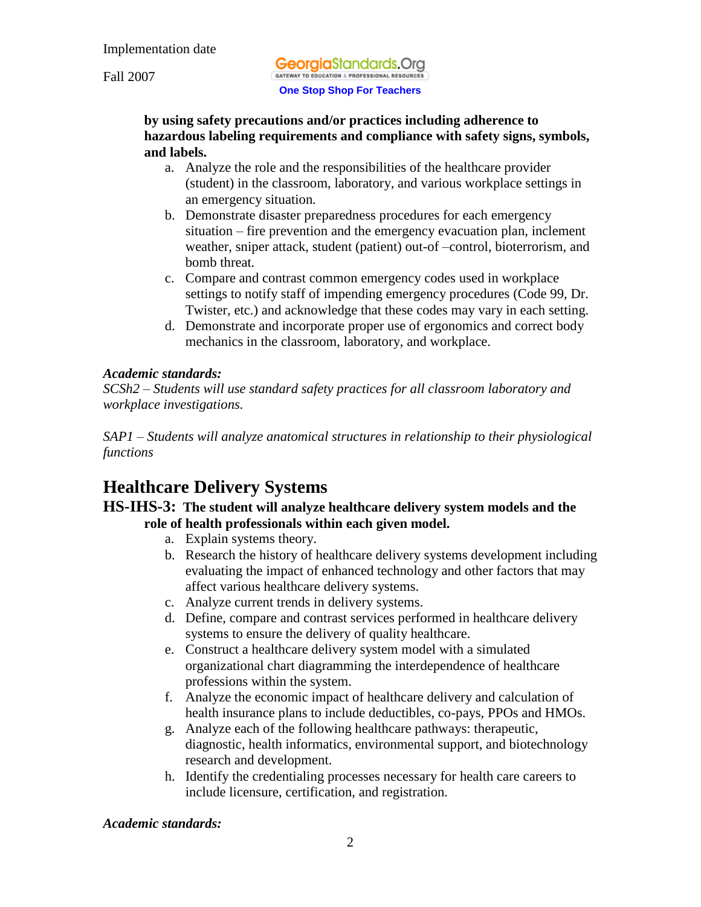**by using safety precautions and/or practices including adherence to hazardous labeling requirements and compliance with safety signs, symbols, and labels.**

a. Analyze the role and the responsibilities of the healthcare provider (student) in the classroom, laboratory, and various workplace settings in an emergency situation.
b. Demonstrate disaster preparedness procedures for each emergency situation – fire prevention and the emergency evacuation plan, inclement weather, sniper attack, student (patient) out-of –control, bioterrorism, and bomb threat.
c. Compare and contrast common emergency codes used in workplace settings to notify staff of impending emergency procedures (Code 99, Dr. Twister, etc.) and acknowledge that these codes may vary in each setting.
d. Demonstrate and incorporate proper use of ergonomics and correct body mechanics in the classroom, laboratory, and workplace.

*Academic standards:*

*SCSh2 – Students will use standard safety practices for all classroom laboratory and workplace investigations.*

*SAP1 – Students will analyze anatomical structures in relationship to their physiological functions*

# Healthcare Delivery Systems

**HS-IHS-3: The student will analyze healthcare delivery system models and the role of health professionals within each given model.**

a. Explain systems theory.
b. Research the history of healthcare delivery systems development including evaluating the impact of enhanced technology and other factors that may affect various healthcare delivery systems.
c. Analyze current trends in delivery systems.
d. Define, compare and contrast services performed in healthcare delivery systems to ensure the delivery of quality healthcare.
e. Construct a healthcare delivery system model with a simulated organizational chart diagramming the interdependence of healthcare professions within the system.
f. Analyze the economic impact of healthcare delivery and calculation of health insurance plans to include deductibles, co-pays, PPOs and HMOs.
g. Analyze each of the following healthcare pathways: therapeutic, diagnostic, health informatics, environmental support, and biotechnology research and development.
h. Identify the credentialing processes necessary for health care careers to include licensure, certification, and registration.

*Academic standards:*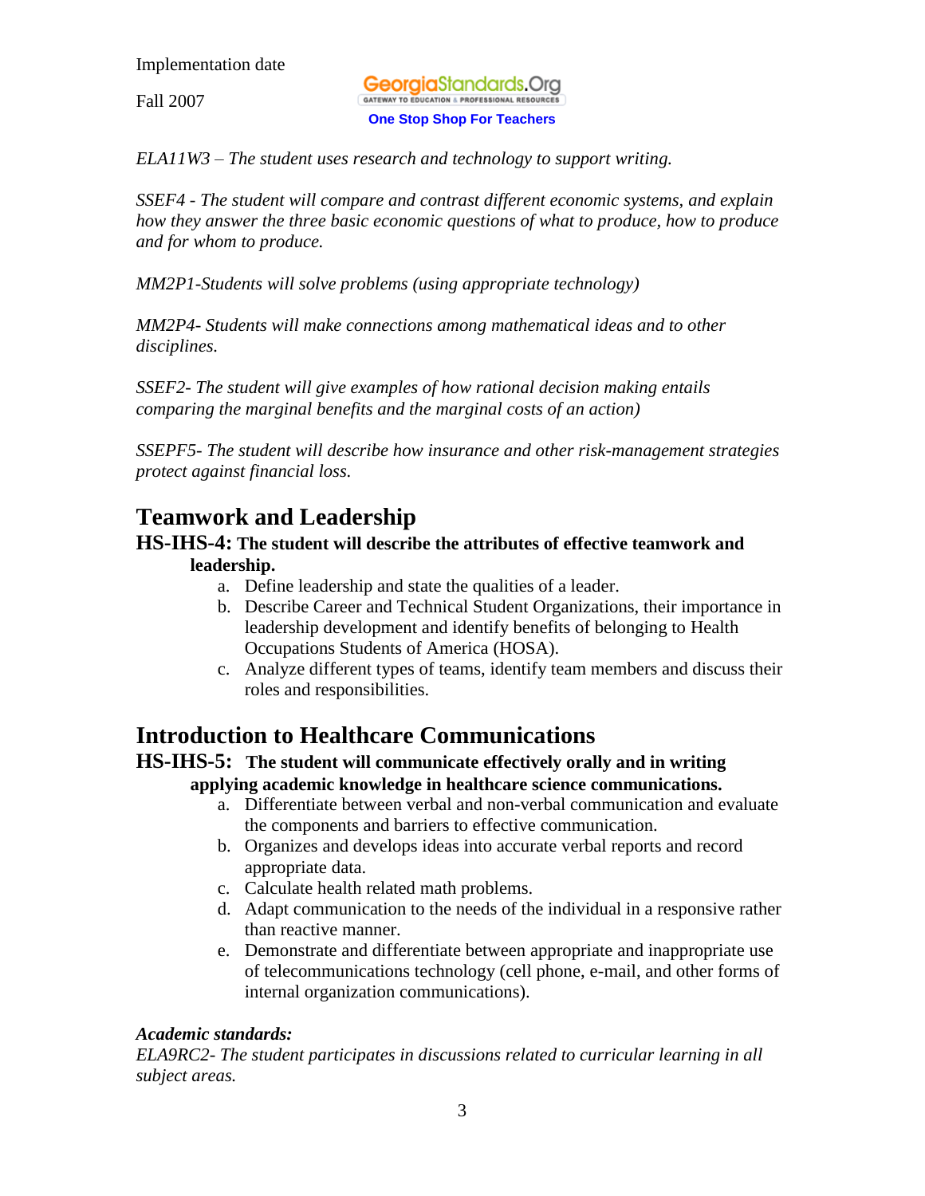*ELA11W3 – The student uses research and technology to support writing.*

*SSEF4 - The student will compare and contrast different economic systems, and explain how they answer the three basic economic questions of what to produce, how to produce and for whom to produce.*

*MM2P1-Students will solve problems (using appropriate technology)*

*MM2P4- Students will make connections among mathematical ideas and to other disciplines.*

*SSEF2- The student will give examples of how rational decision making entails comparing the marginal benefits and the marginal costs of an action)*

*SSEPF5- The student will describe how insurance and other risk-management strategies protect against financial loss.*

## Teamwork and Leadership

**HS-IHS-4: The student will describe the attributes of effective teamwork and leadership.**

a. Define leadership and state the qualities of a leader.
b. Describe Career and Technical Student Organizations, their importance in leadership development and identify benefits of belonging to Health Occupations Students of America (HOSA).
c. Analyze different types of teams, identify team members and discuss their roles and responsibilities.

## Introduction to Healthcare Communications

**HS-IHS-5: The student will communicate effectively orally and in writing applying academic knowledge in healthcare science communications.**

a. Differentiate between verbal and non-verbal communication and evaluate the components and barriers to effective communication.
b. Organizes and develops ideas into accurate verbal reports and record appropriate data.
c. Calculate health related math problems.
d. Adapt communication to the needs of the individual in a responsive rather than reactive manner.
e. Demonstrate and differentiate between appropriate and inappropriate use of telecommunications technology (cell phone, e-mail, and other forms of internal organization communications).

***Academic standards:***

*ELA9RC2- The student participates in discussions related to curricular learning in all subject areas.*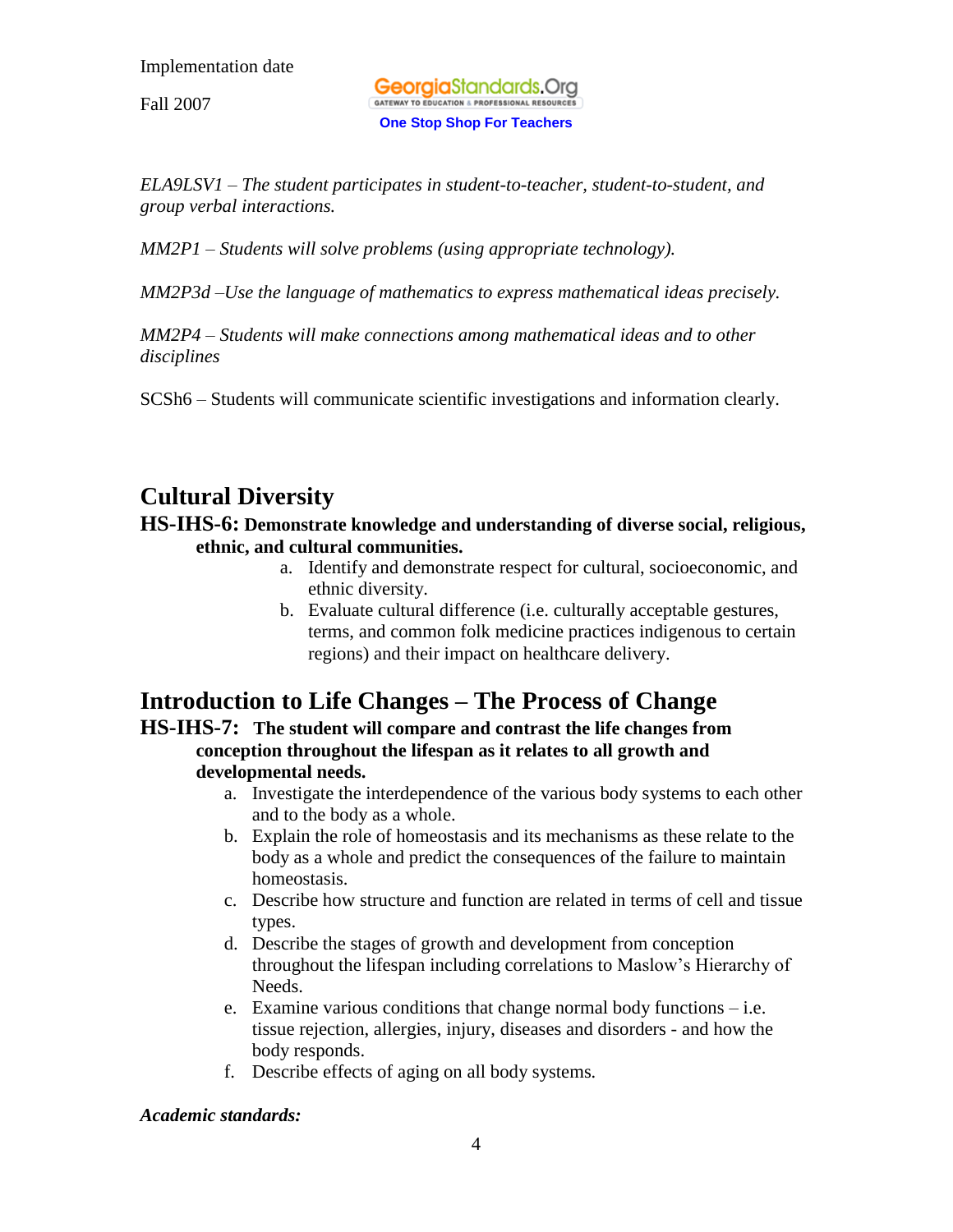*ELA9LSV1 – The student participates in student-to-teacher, student-to-student, and group verbal interactions.*

*MM2P1 – Students will solve problems (using appropriate technology).*

*MM2P3d –Use the language of mathematics to express mathematical ideas precisely.*

*MM2P4 – Students will make connections among mathematical ideas and to other disciplines*

SCSh6 – Students will communicate scientific investigations and information clearly.

## Cultural Diversity

**HS-IHS-6: Demonstrate knowledge and understanding of diverse social, religious, ethnic, and cultural communities.**

a. Identify and demonstrate respect for cultural, socioeconomic, and ethnic diversity.
b. Evaluate cultural difference (i.e. culturally acceptable gestures, terms, and common folk medicine practices indigenous to certain regions) and their impact on healthcare delivery.

## Introduction to Life Changes – The Process of Change

**HS-IHS-7: The student will compare and contrast the life changes from conception throughout the lifespan as it relates to all growth and developmental needs.**

a. Investigate the interdependence of the various body systems to each other and to the body as a whole.
b. Explain the role of homeostasis and its mechanisms as these relate to the body as a whole and predict the consequences of the failure to maintain homeostasis.
c. Describe how structure and function are related in terms of cell and tissue types.
d. Describe the stages of growth and development from conception throughout the lifespan including correlations to Maslow's Hierarchy of Needs.
e. Examine various conditions that change normal body functions – i.e. tissue rejection, allergies, injury, diseases and disorders - and how the body responds.
f. Describe effects of aging on all body systems.

***Academic standards:***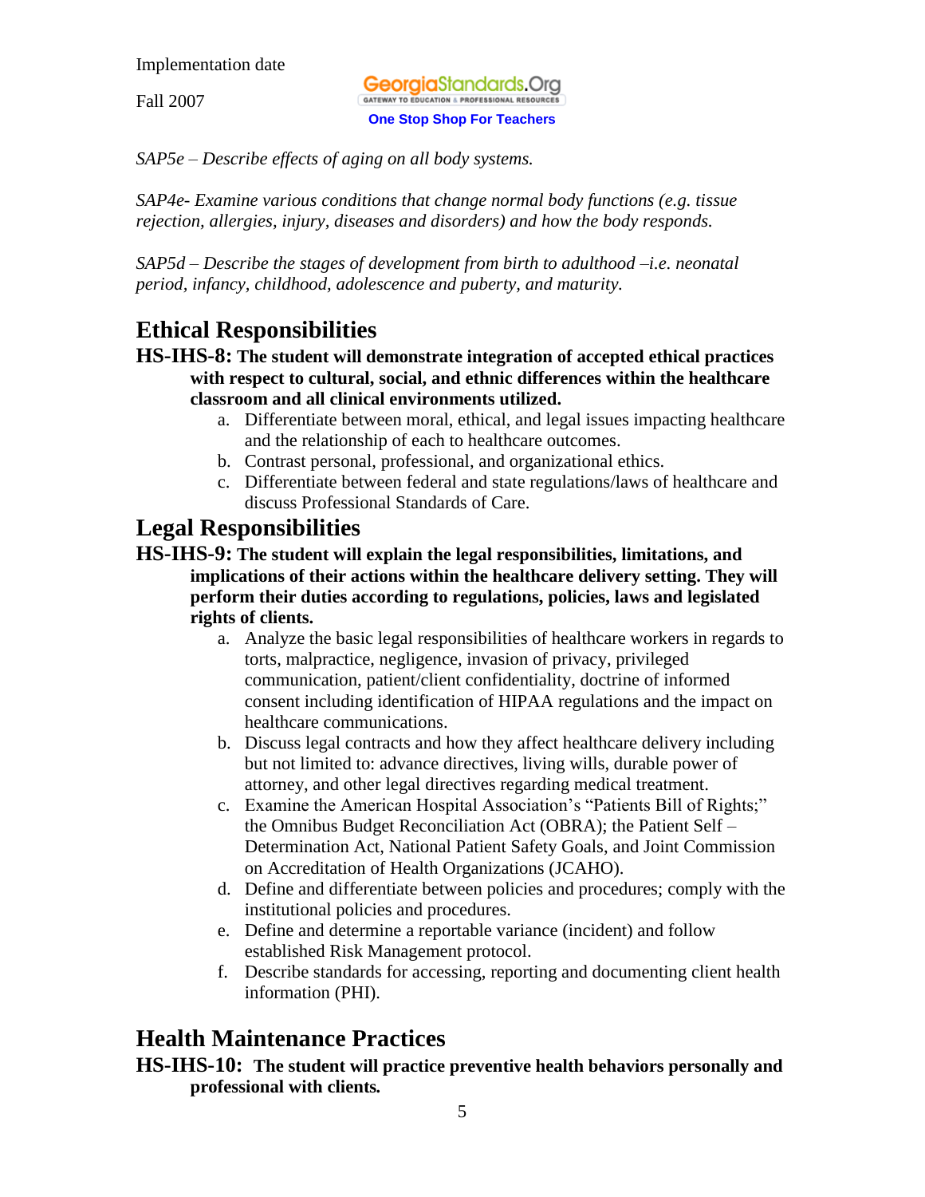*SAP5e – Describe effects of aging on all body systems.*

*SAP4e- Examine various conditions that change normal body functions (e.g. tissue rejection, allergies, injury, diseases and disorders) and how the body responds.*

*SAP5d – Describe the stages of development from birth to adulthood –i.e. neonatal period, infancy, childhood, adolescence and puberty, and maturity.*

## Ethical Responsibilities

**HS-IHS-8: The student will demonstrate integration of accepted ethical practices with respect to cultural, social, and ethnic differences within the healthcare classroom and all clinical environments utilized.**

a. Differentiate between moral, ethical, and legal issues impacting healthcare and the relationship of each to healthcare outcomes.
b. Contrast personal, professional, and organizational ethics.
c. Differentiate between federal and state regulations/laws of healthcare and discuss Professional Standards of Care.

## Legal Responsibilities

**HS-IHS-9: The student will explain the legal responsibilities, limitations, and implications of their actions within the healthcare delivery setting. They will perform their duties according to regulations, policies, laws and legislated rights of clients.**

a. Analyze the basic legal responsibilities of healthcare workers in regards to torts, malpractice, negligence, invasion of privacy, privileged communication, patient/client confidentiality, doctrine of informed consent including identification of HIPAA regulations and the impact on healthcare communications.
b. Discuss legal contracts and how they affect healthcare delivery including but not limited to: advance directives, living wills, durable power of attorney, and other legal directives regarding medical treatment.
c. Examine the American Hospital Association's "Patients Bill of Rights;" the Omnibus Budget Reconciliation Act (OBRA); the Patient Self – Determination Act, National Patient Safety Goals, and Joint Commission on Accreditation of Health Organizations (JCAHO).
d. Define and differentiate between policies and procedures; comply with the institutional policies and procedures.
e. Define and determine a reportable variance (incident) and follow established Risk Management protocol.
f. Describe standards for accessing, reporting and documenting client health information (PHI).

## Health Maintenance Practices

**HS-IHS-10: The student will practice preventive health behaviors personally and professional with clients.**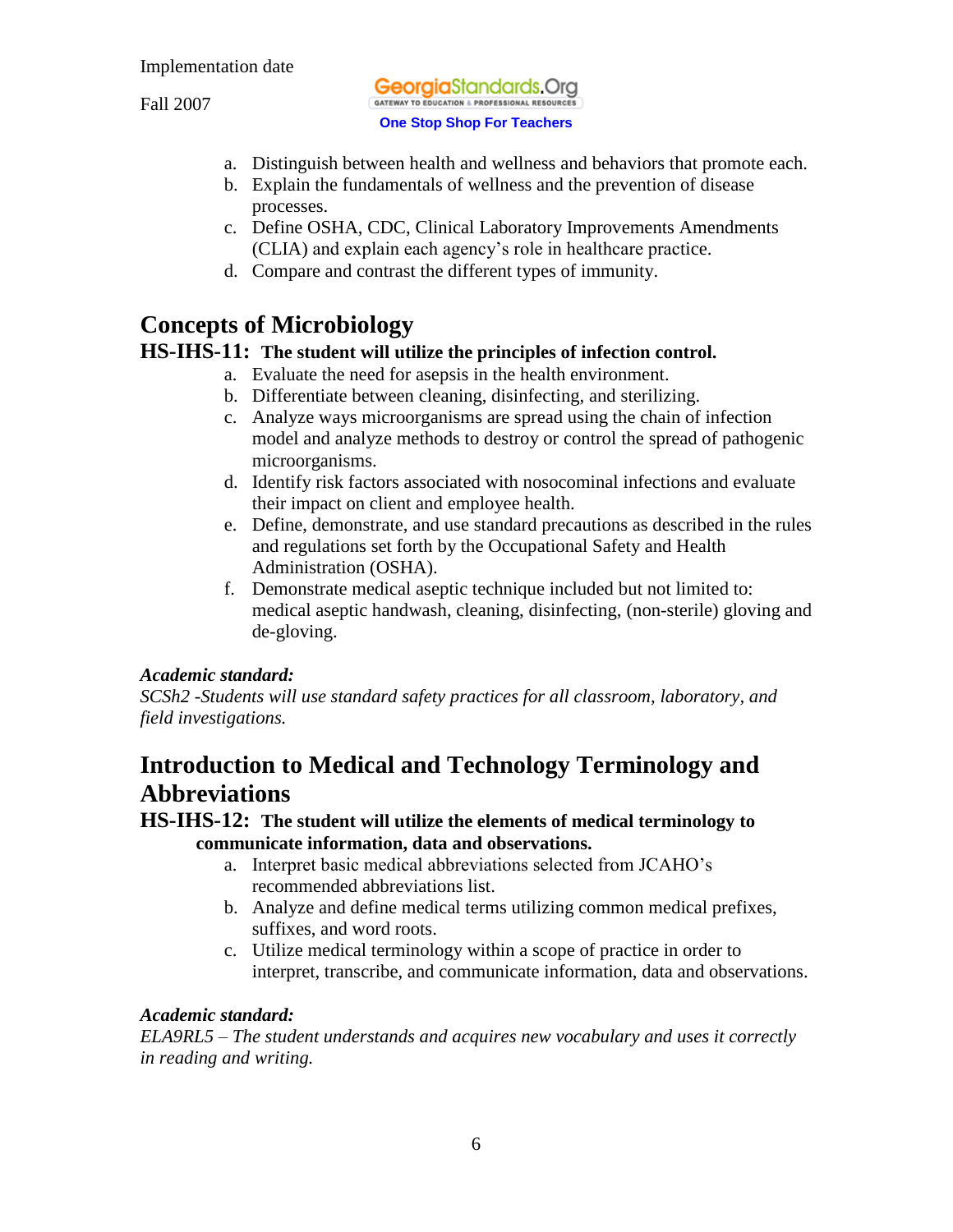a. Distinguish between health and wellness and behaviors that promote each.
b. Explain the fundamentals of wellness and the prevention of disease processes.
c. Define OSHA, CDC, Clinical Laboratory Improvements Amendments (CLIA) and explain each agency's role in healthcare practice.
d. Compare and contrast the different types of immunity.

## Concepts of Microbiology

### HS-IHS-11: The student will utilize the principles of infection control.

a. Evaluate the need for asepsis in the health environment.
b. Differentiate between cleaning, disinfecting, and sterilizing.
c. Analyze ways microorganisms are spread using the chain of infection model and analyze methods to destroy or control the spread of pathogenic microorganisms.
d. Identify risk factors associated with nosocominal infections and evaluate their impact on client and employee health.
e. Define, demonstrate, and use standard precautions as described in the rules and regulations set forth by the Occupational Safety and Health Administration (OSHA).
f. Demonstrate medical aseptic technique included but not limited to: medical aseptic handwash, cleaning, disinfecting, (non-sterile) gloving and de-gloving.

***Academic standard:***
*SCSh2 -Students will use standard safety practices for all classroom, laboratory, and field investigations.*

## Introduction to Medical and Technology Terminology and Abbreviations

### HS-IHS-12: The student will utilize the elements of medical terminology to communicate information, data and observations.

a. Interpret basic medical abbreviations selected from JCAHO's recommended abbreviations list.
b. Analyze and define medical terms utilizing common medical prefixes, suffixes, and word roots.
c. Utilize medical terminology within a scope of practice in order to interpret, transcribe, and communicate information, data and observations.

***Academic standard:***
*ELA9RL5 – The student understands and acquires new vocabulary and uses it correctly in reading and writing.*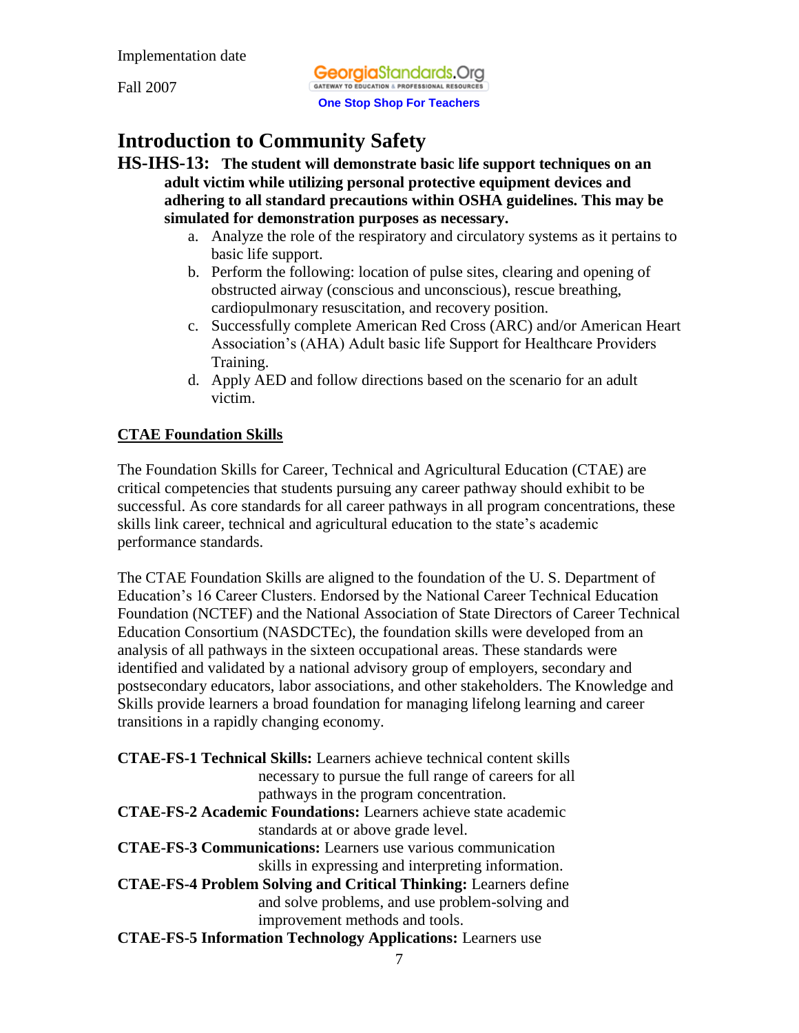# Introduction to Community Safety

**HS-IHS-13: The student will demonstrate basic life support techniques on an adult victim while utilizing personal protective equipment devices and adhering to all standard precautions within OSHA guidelines. This may be simulated for demonstration purposes as necessary.**

a. Analyze the role of the respiratory and circulatory systems as it pertains to basic life support.
b. Perform the following: location of pulse sites, clearing and opening of obstructed airway (conscious and unconscious), rescue breathing, cardiopulmonary resuscitation, and recovery position.
c. Successfully complete American Red Cross (ARC) and/or American Heart Association's (AHA) Adult basic life Support for Healthcare Providers Training.
d. Apply AED and follow directions based on the scenario for an adult victim.

**CTAE Foundation Skills**

The Foundation Skills for Career, Technical and Agricultural Education (CTAE) are critical competencies that students pursuing any career pathway should exhibit to be successful. As core standards for all career pathways in all program concentrations, these skills link career, technical and agricultural education to the state's academic performance standards.

The CTAE Foundation Skills are aligned to the foundation of the U. S. Department of Education's 16 Career Clusters. Endorsed by the National Career Technical Education Foundation (NCTEF) and the National Association of State Directors of Career Technical Education Consortium (NASDCTEc), the foundation skills were developed from an analysis of all pathways in the sixteen occupational areas. These standards were identified and validated by a national advisory group of employers, secondary and postsecondary educators, labor associations, and other stakeholders. The Knowledge and Skills provide learners a broad foundation for managing lifelong learning and career transitions in a rapidly changing economy.

**CTAE-FS-1 Technical Skills:** Learners achieve technical content skills necessary to pursue the full range of careers for all pathways in the program concentration.

**CTAE-FS-2 Academic Foundations:** Learners achieve state academic standards at or above grade level.

**CTAE-FS-3 Communications:** Learners use various communication skills in expressing and interpreting information.

**CTAE-FS-4 Problem Solving and Critical Thinking:** Learners define and solve problems, and use problem-solving and improvement methods and tools.

**CTAE-FS-5 Information Technology Applications:** Learners use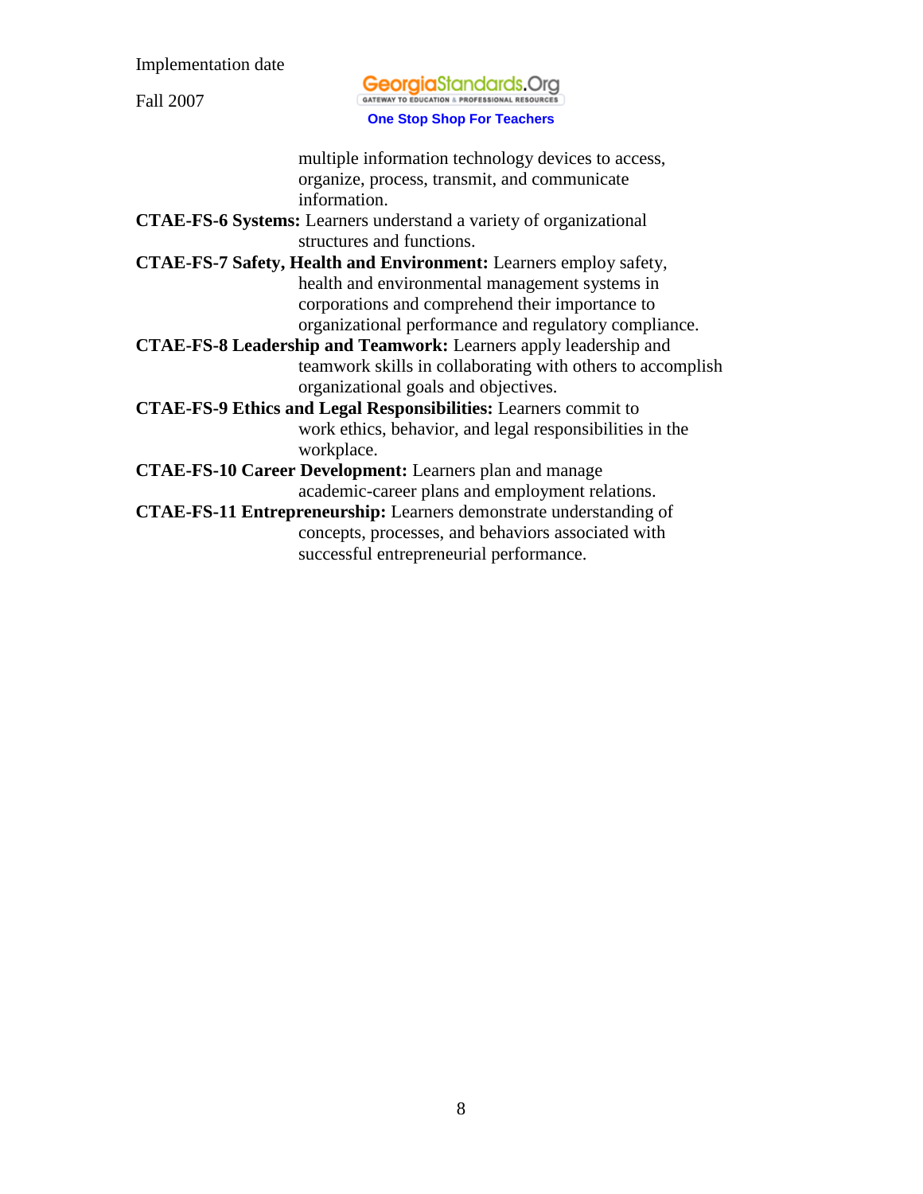multiple information technology devices to access, organize, process, transmit, and communicate information.

**CTAE-FS-6 Systems:** Learners understand a variety of organizational structures and functions.

**CTAE-FS-7 Safety, Health and Environment:** Learners employ safety, health and environmental management systems in corporations and comprehend their importance to organizational performance and regulatory compliance.

**CTAE-FS-8 Leadership and Teamwork:** Learners apply leadership and teamwork skills in collaborating with others to accomplish organizational goals and objectives.

**CTAE-FS-9 Ethics and Legal Responsibilities:** Learners commit to work ethics, behavior, and legal responsibilities in the workplace.

**CTAE-FS-10 Career Development:** Learners plan and manage academic-career plans and employment relations.

**CTAE-FS-11 Entrepreneurship:** Learners demonstrate understanding of concepts, processes, and behaviors associated with successful entrepreneurial performance.